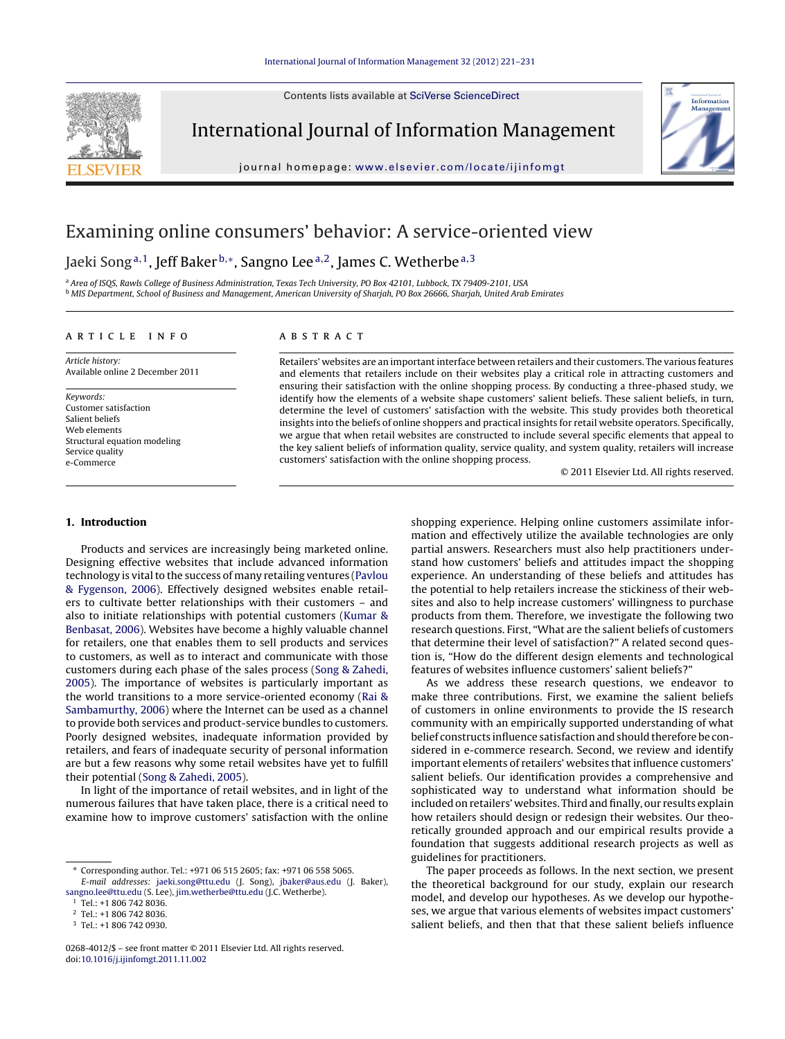# Examining online consumers' behavior: A service-oriented view

Jaeki Song[a,1], Jeff Baker[b,*], Sangno Lee[a,2], James C. Wetherbe[a,3]

[a] Area of ISQS, Rawls College of Business Administration, Texas Tech University, PO Box 42101, Lubbock, TX 79409-2101, USA
[b] MIS Department, School of Business and Management, American University of Sharjah, PO Box 26666, Sharjah, United Arab Emirates

**ARTICLE INFO**

*Article history:*
Available online 2 December 2011

*Keywords:*
Customer satisfaction
Salient beliefs
Web elements
Structural equation modeling
Service quality
e-Commerce

**ABSTRACT**

Retailers' websites are an important interface between retailers and their customers. The various features and elements that retailers include on their websites play a critical role in attracting customers and ensuring their satisfaction with the online shopping process. By conducting a three-phased study, we identify how the elements of a website shape customers' salient beliefs. These salient beliefs, in turn, determine the level of customers' satisfaction with the website. This study provides both theoretical insights into the beliefs of online shoppers and practical insights for retail website operators. Specifically, we argue that when retail websites are constructed to include several specific elements that appeal to the key salient beliefs of information quality, service quality, and system quality, retailers will increase customers' satisfaction with the online shopping process.

© 2011 Elsevier Ltd. All rights reserved.

## 1. Introduction

Products and services are increasingly being marketed online. Designing effective websites that include advanced information technology is vital to the success of many retailing ventures (Pavlou & Fygenson, 2006). Effectively designed websites enable retailers to cultivate better relationships with their customers – and also to initiate relationships with potential customers (Kumar & Benbasat, 2006). Websites have become a highly valuable channel for retailers, one that enables them to sell products and services to customers, as well as to interact and communicate with those customers during each phase of the sales process (Song & Zahedi, 2005). The importance of websites is particularly important as the world transitions to a more service-oriented economy (Rai & Sambamurthy, 2006) where the Internet can be used as a channel to provide both services and product-service bundles to customers. Poorly designed websites, inadequate information provided by retailers, and fears of inadequate security of personal information are but a few reasons why some retail websites have yet to fulfill their potential (Song & Zahedi, 2005).

In light of the importance of retail websites, and in light of the numerous failures that have taken place, there is a critical need to examine how to improve customers' satisfaction with the online shopping experience. Helping online customers assimilate information and effectively utilize the available technologies are only partial answers. Researchers must also help practitioners understand how customers' beliefs and attitudes impact the shopping experience. An understanding of these beliefs and attitudes has the potential to help retailers increase the stickiness of their websites and also to help increase customers' willingness to purchase products from them. Therefore, we investigate the following two research questions. First, "What are the salient beliefs of customers that determine their level of satisfaction?" A related second question is, "How do the different design elements and technological features of websites influence customers' salient beliefs?"

As we address these research questions, we endeavor to make three contributions. First, we examine the salient beliefs of customers in online environments to provide the IS research community with an empirically supported understanding of what belief constructs influence satisfaction and should therefore be considered in e-commerce research. Second, we review and identify important elements of retailers' websites that influence customers' salient beliefs. Our identification provides a comprehensive and sophisticated way to understand what information should be included on retailers' websites. Third and finally, our results explain how retailers should design or redesign their websites. Our theoretically grounded approach and our empirical results provide a foundation that suggests additional research projects as well as guidelines for practitioners.

The paper proceeds as follows. In the next section, we present the theoretical background for our study, explain our research model, and develop our hypotheses. As we develop our hypotheses, we argue that various elements of websites impact customers' salient beliefs, and then that that these salient beliefs influence

---

* Corresponding author. Tel.: +971 06 515 2605; fax: +971 06 558 5065.
*E-mail addresses:* jaeki.song@ttu.edu (J. Song), jbaker@aus.edu (J. Baker), sangno.lee@ttu.edu (S. Lee), jim.wetherbe@ttu.edu (J.C. Wetherbe).
[1] Tel.: +1 806 742 8036.
[2] Tel.: +1 806 742 8036.
[3] Tel.: +1 806 742 0930.

0268-4012/$ – see front matter © 2011 Elsevier Ltd. All rights reserved.
doi:10.1016/j.ijinfomgt.2011.11.002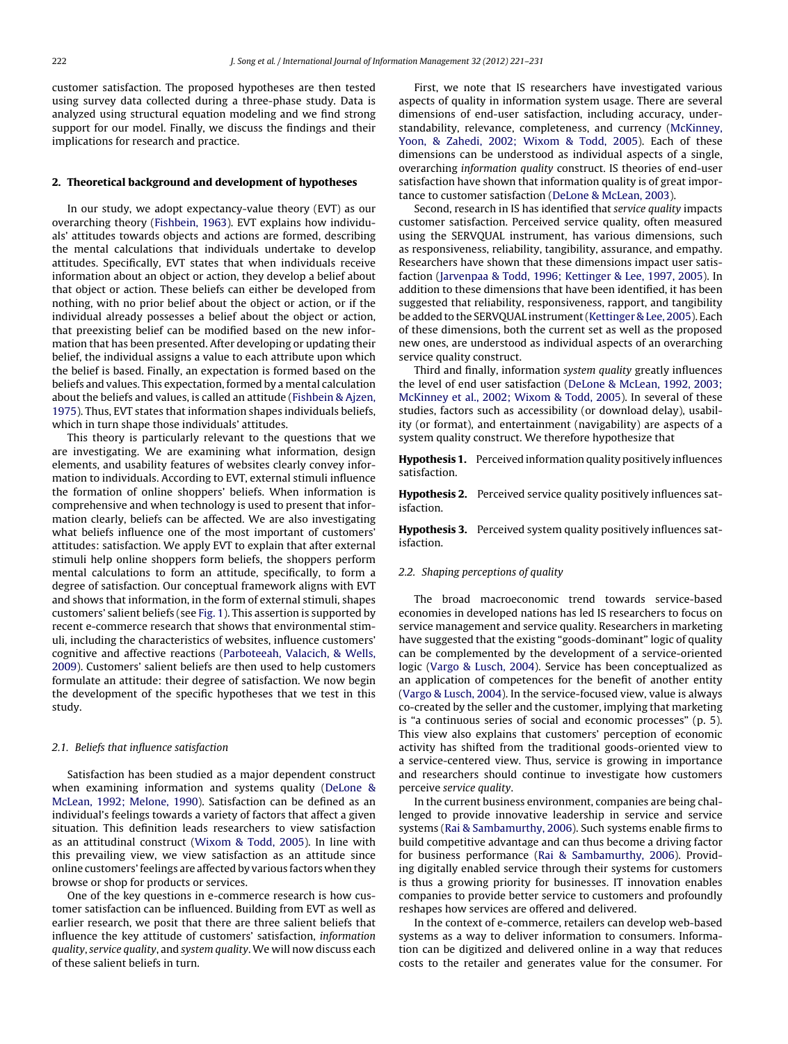customer satisfaction. The proposed hypotheses are then tested using survey data collected during a three-phase study. Data is analyzed using structural equation modeling and we find strong support for our model. Finally, we discuss the findings and their implications for research and practice.

## 2. Theoretical background and development of hypotheses

In our study, we adopt expectancy-value theory (EVT) as our overarching theory (Fishbein, 1963). EVT explains how individuals' attitudes towards objects and actions are formed, describing the mental calculations that individuals undertake to develop attitudes. Specifically, EVT states that when individuals receive information about an object or action, they develop a belief about that object or action. These beliefs can either be developed from nothing, with no prior belief about the object or action, or if the individual already possesses a belief about the object or action, that preexisting belief can be modified based on the new information that has been presented. After developing or updating their belief, the individual assigns a value to each attribute upon which the belief is based. Finally, an expectation is formed based on the beliefs and values. This expectation, formed by a mental calculation about the beliefs and values, is called an attitude (Fishbein & Ajzen, 1975). Thus, EVT states that information shapes individuals beliefs, which in turn shape those individuals' attitudes.

This theory is particularly relevant to the questions that we are investigating. We are examining what information, design elements, and usability features of websites clearly convey information to individuals. According to EVT, external stimuli influence the formation of online shoppers' beliefs. When information is comprehensive and when technology is used to present that information clearly, beliefs can be affected. We are also investigating what beliefs influence one of the most important of customers' attitudes: satisfaction. We apply EVT to explain that after external stimuli help online shoppers form beliefs, the shoppers perform mental calculations to form an attitude, specifically, to form a degree of satisfaction. Our conceptual framework aligns with EVT and shows that information, in the form of external stimuli, shapes customers' salient beliefs (see Fig. 1). This assertion is supported by recent e-commerce research that shows that environmental stimuli, including the characteristics of websites, influence customers' cognitive and affective reactions (Parboteeah, Valacich, & Wells, 2009). Customers' salient beliefs are then used to help customers formulate an attitude: their degree of satisfaction. We now begin the development of the specific hypotheses that we test in this study.

### 2.1. Beliefs that influence satisfaction

Satisfaction has been studied as a major dependent construct when examining information and systems quality (DeLone & McLean, 1992; Melone, 1990). Satisfaction can be defined as an individual's feelings towards a variety of factors that affect a given situation. This definition leads researchers to view satisfaction as an attitudinal construct (Wixom & Todd, 2005). In line with this prevailing view, we view satisfaction as an attitude since online customers' feelings are affected by various factors when they browse or shop for products or services.

One of the key questions in e-commerce research is how customer satisfaction can be influenced. Building from EVT as well as earlier research, we posit that there are three salient beliefs that influence the key attitude of customers' satisfaction, *information quality*, *service quality*, and *system quality*. We will now discuss each of these salient beliefs in turn.

First, we note that IS researchers have investigated various aspects of quality in information system usage. There are several dimensions of end-user satisfaction, including accuracy, understandability, relevance, completeness, and currency (McKinney, Yoon, & Zahedi, 2002; Wixom & Todd, 2005). Each of these dimensions can be understood as individual aspects of a single, overarching *information quality* construct. IS theories of end-user satisfaction have shown that information quality is of great importance to customer satisfaction (DeLone & McLean, 2003).

Second, research in IS has identified that *service quality* impacts customer satisfaction. Perceived service quality, often measured using the SERVQUAL instrument, has various dimensions, such as responsiveness, reliability, tangibility, assurance, and empathy. Researchers have shown that these dimensions impact user satisfaction (Jarvenpaa & Todd, 1996; Kettinger & Lee, 1997, 2005). In addition to these dimensions that have been identified, it has been suggested that reliability, responsiveness, rapport, and tangibility be added to the SERVQUAL instrument (Kettinger & Lee, 2005). Each of these dimensions, both the current set as well as the proposed new ones, are understood as individual aspects of an overarching service quality construct.

Third and finally, information *system quality* greatly influences the level of end user satisfaction (DeLone & McLean, 1992, 2003; McKinney et al., 2002; Wixom & Todd, 2005). In several of these studies, factors such as accessibility (or download delay), usability (or format), and entertainment (navigability) are aspects of a system quality construct. We therefore hypothesize that

**Hypothesis 1.** Perceived information quality positively influences satisfaction.

**Hypothesis 2.** Perceived service quality positively influences satisfaction.

**Hypothesis 3.** Perceived system quality positively influences satisfaction.

### 2.2. Shaping perceptions of quality

The broad macroeconomic trend towards service-based economies in developed nations has led IS researchers to focus on service management and service quality. Researchers in marketing have suggested that the existing "goods-dominant" logic of quality can be complemented by the development of a service-oriented logic (Vargo & Lusch, 2004). Service has been conceptualized as an application of competences for the benefit of another entity (Vargo & Lusch, 2004). In the service-focused view, value is always co-created by the seller and the customer, implying that marketing is "a continuous series of social and economic processes" (p. 5). This view also explains that customers' perception of economic activity has shifted from the traditional goods-oriented view to a service-centered view. Thus, service is growing in importance and researchers should continue to investigate how customers perceive *service quality*.

In the current business environment, companies are being challenged to provide innovative leadership in service and service systems (Rai & Sambamurthy, 2006). Such systems enable firms to build competitive advantage and can thus become a driving factor for business performance (Rai & Sambamurthy, 2006). Providing digitally enabled service through their systems for customers is thus a growing priority for businesses. IT innovation enables companies to provide better service to customers and profoundly reshapes how services are offered and delivered.

In the context of e-commerce, retailers can develop web-based systems as a way to deliver information to consumers. Information can be digitized and delivered online in a way that reduces costs to the retailer and generates value for the consumer. For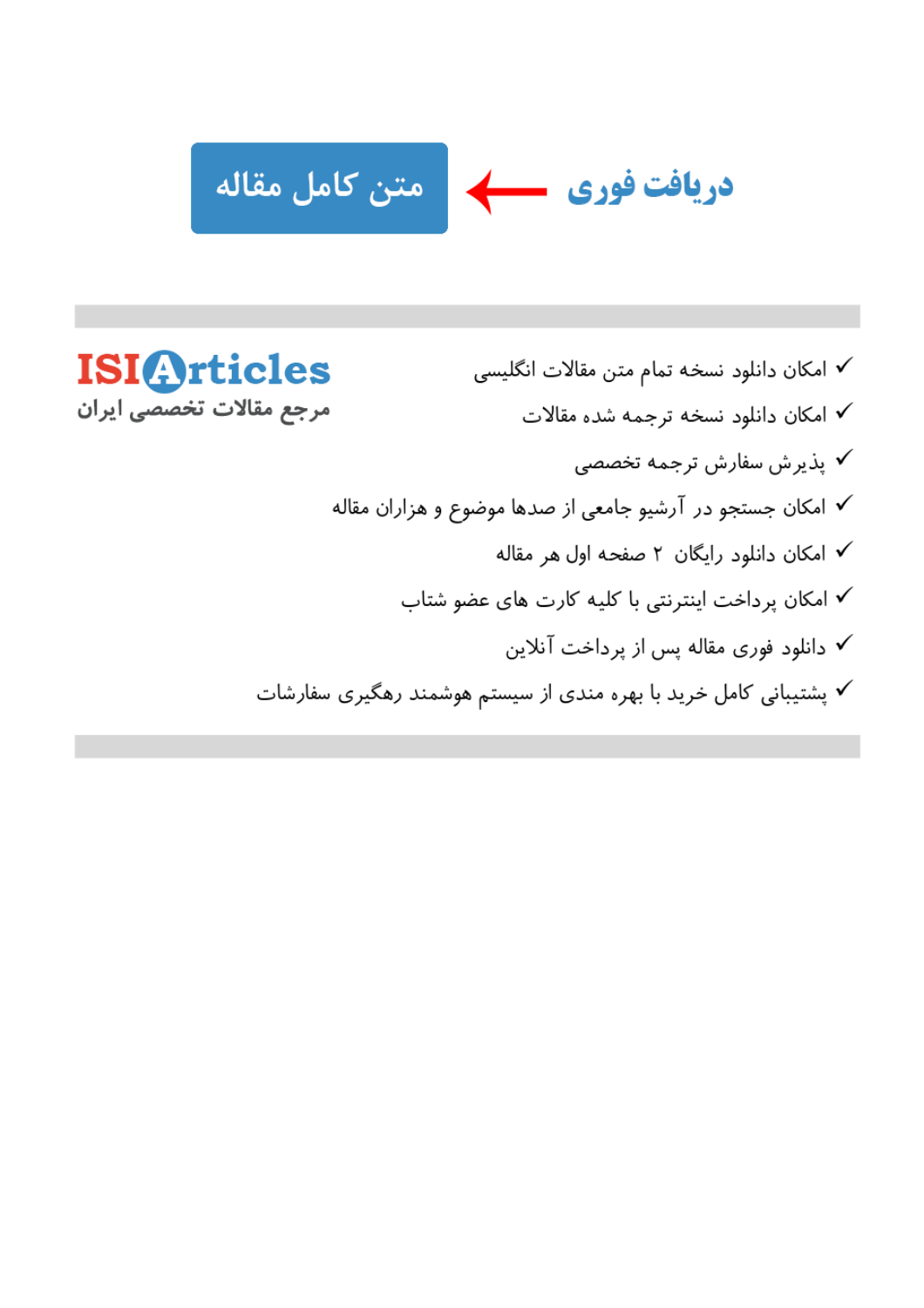دریافت فوری ← **متن کامل مقاله**

**ISIArticles**
مرجع مقالات تخصصی ایران

- ✓ امکان دانلود نسخه تمام متن مقالات انگلیسی
- ✓ امکان دانلود نسخه ترجمه شده مقالات
- ✓ پذیرش سفارش ترجمه تخصصی
- ✓ امکان جستجو در آرشیو جامعی از صدها موضوع و هزاران مقاله
- ✓ امکان دانلود رایگان ۲ صفحه اول هر مقاله
- ✓ امکان پرداخت اینترنتی با کلیه کارت های عضو شتاب
- ✓ دانلود فوری مقاله پس از پرداخت آنلاین
- ✓ پشتیبانی کامل خرید با بهره مندی از سیستم هوشمند رهگیری سفارشات